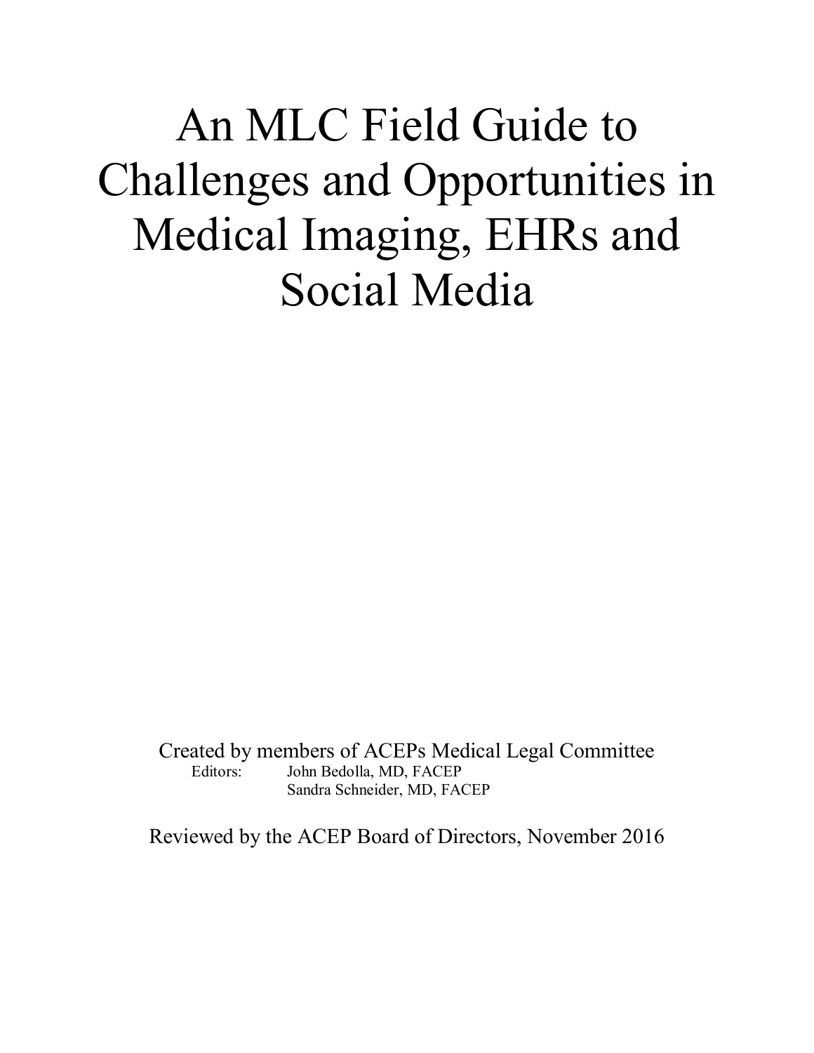# An MLC Field Guide to Challenges and Opportunities in Medical Imaging, EHRs and Social Media

Created by members of ACEPs Medical Legal Committee

Editors: John Bedolla, MD, FACEP
Sandra Schneider, MD, FACEP

Reviewed by the ACEP Board of Directors, November 2016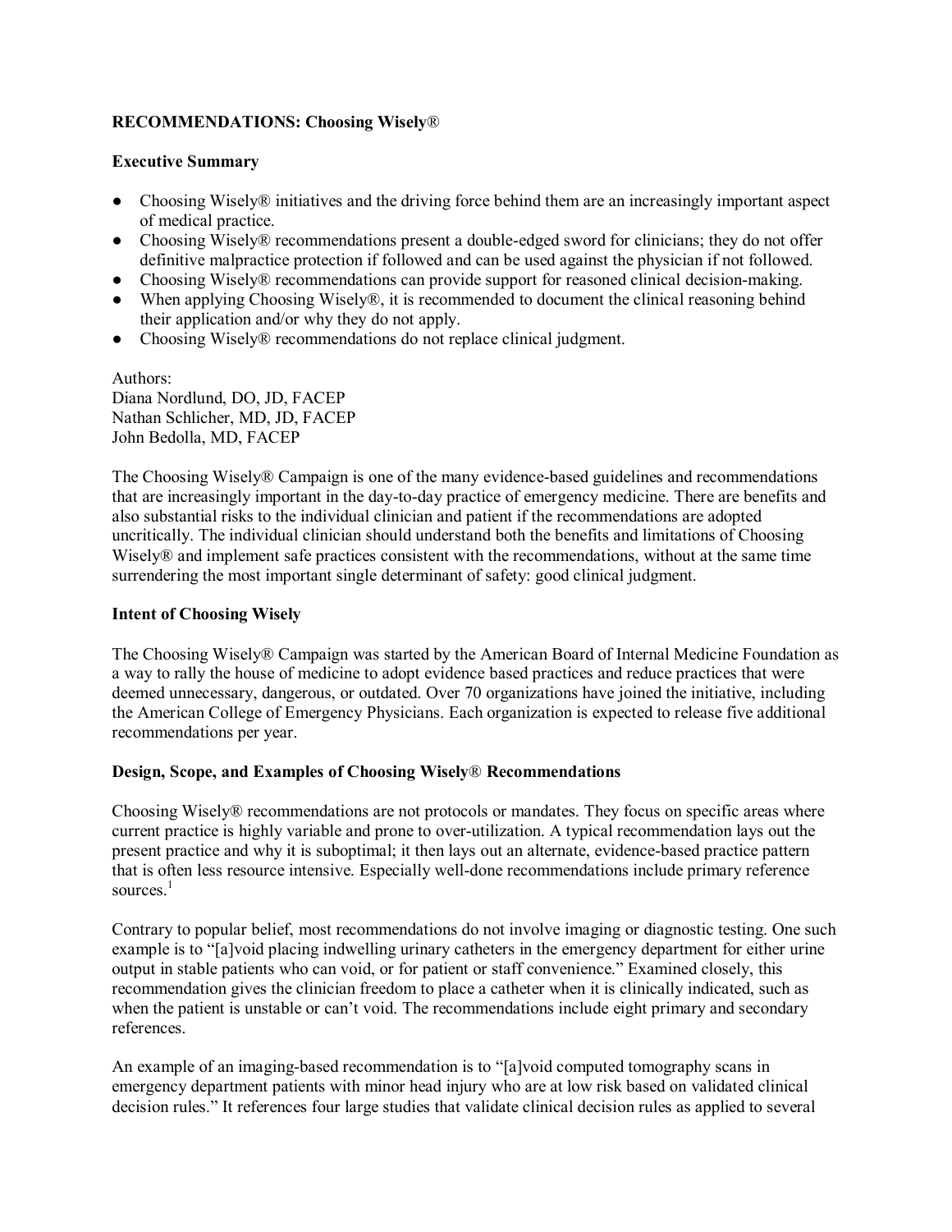## RECOMMENDATIONS: Choosing Wisely®

### Executive Summary

- Choosing Wisely® initiatives and the driving force behind them are an increasingly important aspect of medical practice.
- Choosing Wisely® recommendations present a double-edged sword for clinicians; they do not offer definitive malpractice protection if followed and can be used against the physician if not followed.
- Choosing Wisely® recommendations can provide support for reasoned clinical decision-making.
- When applying Choosing Wisely®, it is recommended to document the clinical reasoning behind their application and/or why they do not apply.
- Choosing Wisely® recommendations do not replace clinical judgment.

Authors:
Diana Nordlund, DO, JD, FACEP
Nathan Schlicher, MD, JD, FACEP
John Bedolla, MD, FACEP

The Choosing Wisely® Campaign is one of the many evidence-based guidelines and recommendations that are increasingly important in the day-to-day practice of emergency medicine. There are benefits and also substantial risks to the individual clinician and patient if the recommendations are adopted uncritically. The individual clinician should understand both the benefits and limitations of Choosing Wisely® and implement safe practices consistent with the recommendations, without at the same time surrendering the most important single determinant of safety: good clinical judgment.

### Intent of Choosing Wisely

The Choosing Wisely® Campaign was started by the American Board of Internal Medicine Foundation as a way to rally the house of medicine to adopt evidence based practices and reduce practices that were deemed unnecessary, dangerous, or outdated. Over 70 organizations have joined the initiative, including the American College of Emergency Physicians. Each organization is expected to release five additional recommendations per year.

### Design, Scope, and Examples of Choosing Wisely® Recommendations

Choosing Wisely® recommendations are not protocols or mandates. They focus on specific areas where current practice is highly variable and prone to over-utilization. A typical recommendation lays out the present practice and why it is suboptimal; it then lays out an alternate, evidence-based practice pattern that is often less resource intensive. Especially well-done recommendations include primary reference sources.[1]

Contrary to popular belief, most recommendations do not involve imaging or diagnostic testing. One such example is to "[a]void placing indwelling urinary catheters in the emergency department for either urine output in stable patients who can void, or for patient or staff convenience." Examined closely, this recommendation gives the clinician freedom to place a catheter when it is clinically indicated, such as when the patient is unstable or can't void. The recommendations include eight primary and secondary references.

An example of an imaging-based recommendation is to "[a]void computed tomography scans in emergency department patients with minor head injury who are at low risk based on validated clinical decision rules." It references four large studies that validate clinical decision rules as applied to several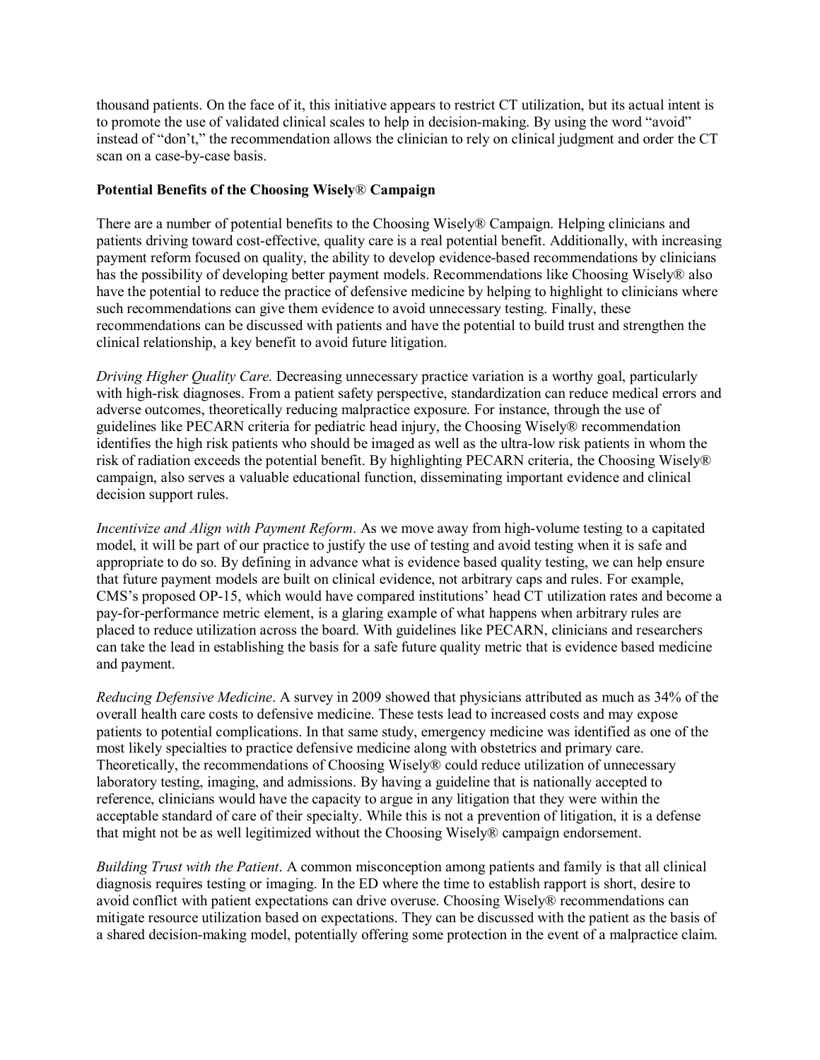thousand patients. On the face of it, this initiative appears to restrict CT utilization, but its actual intent is to promote the use of validated clinical scales to help in decision-making. By using the word "avoid" instead of "don't," the recommendation allows the clinician to rely on clinical judgment and order the CT scan on a case-by-case basis.

**Potential Benefits of the Choosing Wisely® Campaign**

There are a number of potential benefits to the Choosing Wisely® Campaign. Helping clinicians and patients driving toward cost-effective, quality care is a real potential benefit. Additionally, with increasing payment reform focused on quality, the ability to develop evidence-based recommendations by clinicians has the possibility of developing better payment models. Recommendations like Choosing Wisely® also have the potential to reduce the practice of defensive medicine by helping to highlight to clinicians where such recommendations can give them evidence to avoid unnecessary testing. Finally, these recommendations can be discussed with patients and have the potential to build trust and strengthen the clinical relationship, a key benefit to avoid future litigation.

*Driving Higher Quality Care*. Decreasing unnecessary practice variation is a worthy goal, particularly with high-risk diagnoses. From a patient safety perspective, standardization can reduce medical errors and adverse outcomes, theoretically reducing malpractice exposure. For instance, through the use of guidelines like PECARN criteria for pediatric head injury, the Choosing Wisely® recommendation identifies the high risk patients who should be imaged as well as the ultra-low risk patients in whom the risk of radiation exceeds the potential benefit. By highlighting PECARN criteria, the Choosing Wisely® campaign, also serves a valuable educational function, disseminating important evidence and clinical decision support rules.

*Incentivize and Align with Payment Reform*. As we move away from high-volume testing to a capitated model, it will be part of our practice to justify the use of testing and avoid testing when it is safe and appropriate to do so. By defining in advance what is evidence based quality testing, we can help ensure that future payment models are built on clinical evidence, not arbitrary caps and rules. For example, CMS's proposed OP-15, which would have compared institutions' head CT utilization rates and become a pay-for-performance metric element, is a glaring example of what happens when arbitrary rules are placed to reduce utilization across the board. With guidelines like PECARN, clinicians and researchers can take the lead in establishing the basis for a safe future quality metric that is evidence based medicine and payment.

*Reducing Defensive Medicine*. A survey in 2009 showed that physicians attributed as much as 34% of the overall health care costs to defensive medicine. These tests lead to increased costs and may expose patients to potential complications. In that same study, emergency medicine was identified as one of the most likely specialties to practice defensive medicine along with obstetrics and primary care. Theoretically, the recommendations of Choosing Wisely® could reduce utilization of unnecessary laboratory testing, imaging, and admissions. By having a guideline that is nationally accepted to reference, clinicians would have the capacity to argue in any litigation that they were within the acceptable standard of care of their specialty. While this is not a prevention of litigation, it is a defense that might not be as well legitimized without the Choosing Wisely® campaign endorsement.

*Building Trust with the Patient*. A common misconception among patients and family is that all clinical diagnosis requires testing or imaging. In the ED where the time to establish rapport is short, desire to avoid conflict with patient expectations can drive overuse. Choosing Wisely® recommendations can mitigate resource utilization based on expectations. They can be discussed with the patient as the basis of a shared decision-making model, potentially offering some protection in the event of a malpractice claim.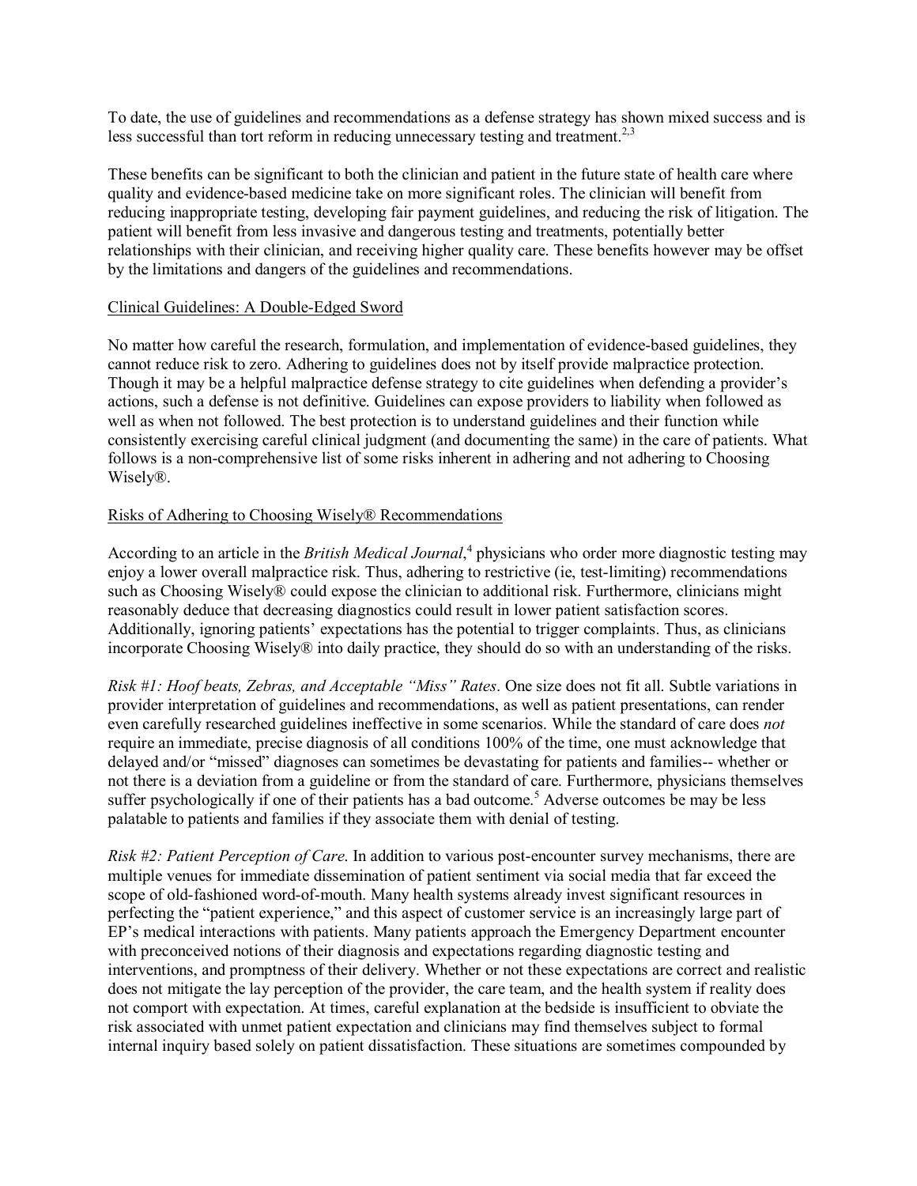To date, the use of guidelines and recommendations as a defense strategy has shown mixed success and is less successful than tort reform in reducing unnecessary testing and treatment.[2,3]

These benefits can be significant to both the clinician and patient in the future state of health care where quality and evidence-based medicine take on more significant roles. The clinician will benefit from reducing inappropriate testing, developing fair payment guidelines, and reducing the risk of litigation. The patient will benefit from less invasive and dangerous testing and treatments, potentially better relationships with their clinician, and receiving higher quality care. These benefits however may be offset by the limitations and dangers of the guidelines and recommendations.

## Clinical Guidelines: A Double-Edged Sword

No matter how careful the research, formulation, and implementation of evidence-based guidelines, they cannot reduce risk to zero. Adhering to guidelines does not by itself provide malpractice protection. Though it may be a helpful malpractice defense strategy to cite guidelines when defending a provider's actions, such a defense is not definitive. Guidelines can expose providers to liability when followed as well as when not followed. The best protection is to understand guidelines and their function while consistently exercising careful clinical judgment (and documenting the same) in the care of patients. What follows is a non-comprehensive list of some risks inherent in adhering and not adhering to Choosing Wisely®.

## Risks of Adhering to Choosing Wisely® Recommendations

According to an article in the *British Medical Journal*,[4] physicians who order more diagnostic testing may enjoy a lower overall malpractice risk. Thus, adhering to restrictive (ie, test-limiting) recommendations such as Choosing Wisely® could expose the clinician to additional risk. Furthermore, clinicians might reasonably deduce that decreasing diagnostics could result in lower patient satisfaction scores. Additionally, ignoring patients' expectations has the potential to trigger complaints. Thus, as clinicians incorporate Choosing Wisely® into daily practice, they should do so with an understanding of the risks.

*Risk #1: Hoof beats, Zebras, and Acceptable "Miss" Rates*. One size does not fit all. Subtle variations in provider interpretation of guidelines and recommendations, as well as patient presentations, can render even carefully researched guidelines ineffective in some scenarios. While the standard of care does *not* require an immediate, precise diagnosis of all conditions 100% of the time, one must acknowledge that delayed and/or "missed" diagnoses can sometimes be devastating for patients and families-- whether or not there is a deviation from a guideline or from the standard of care. Furthermore, physicians themselves suffer psychologically if one of their patients has a bad outcome.[5] Adverse outcomes be may be less palatable to patients and families if they associate them with denial of testing.

*Risk #2: Patient Perception of Care*. In addition to various post-encounter survey mechanisms, there are multiple venues for immediate dissemination of patient sentiment via social media that far exceed the scope of old-fashioned word-of-mouth. Many health systems already invest significant resources in perfecting the "patient experience," and this aspect of customer service is an increasingly large part of EP's medical interactions with patients. Many patients approach the Emergency Department encounter with preconceived notions of their diagnosis and expectations regarding diagnostic testing and interventions, and promptness of their delivery. Whether or not these expectations are correct and realistic does not mitigate the lay perception of the provider, the care team, and the health system if reality does not comport with expectation. At times, careful explanation at the bedside is insufficient to obviate the risk associated with unmet patient expectation and clinicians may find themselves subject to formal internal inquiry based solely on patient dissatisfaction. These situations are sometimes compounded by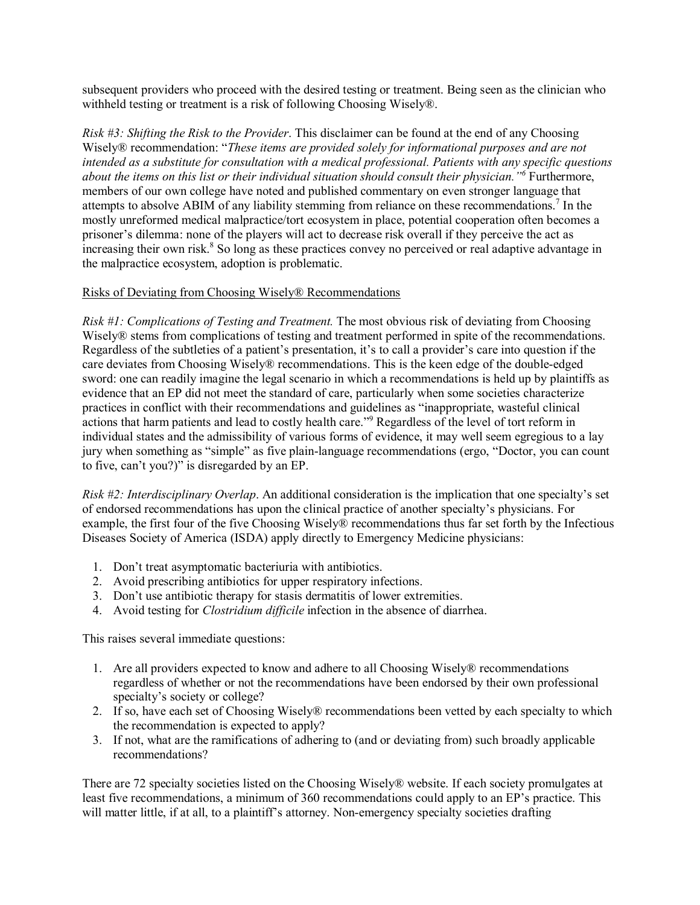subsequent providers who proceed with the desired testing or treatment. Being seen as the clinician who withheld testing or treatment is a risk of following Choosing Wisely®.

*Risk #3: Shifting the Risk to the Provider*. This disclaimer can be found at the end of any Choosing Wisely® recommendation: "*These items are provided solely for informational purposes and are not intended as a substitute for consultation with a medical professional. Patients with any specific questions about the items on this list or their individual situation should consult their physician.*"[6] Furthermore, members of our own college have noted and published commentary on even stronger language that attempts to absolve ABIM of any liability stemming from reliance on these recommendations.[7] In the mostly unreformed medical malpractice/tort ecosystem in place, potential cooperation often becomes a prisoner's dilemma: none of the players will act to decrease risk overall if they perceive the act as increasing their own risk.[8] So long as these practices convey no perceived or real adaptive advantage in the malpractice ecosystem, adoption is problematic.

Risks of Deviating from Choosing Wisely® Recommendations

*Risk #1: Complications of Testing and Treatment.* The most obvious risk of deviating from Choosing Wisely® stems from complications of testing and treatment performed in spite of the recommendations. Regardless of the subtleties of a patient's presentation, it's to call a provider's care into question if the care deviates from Choosing Wisely® recommendations. This is the keen edge of the double-edged sword: one can readily imagine the legal scenario in which a recommendations is held up by plaintiffs as evidence that an EP did not meet the standard of care, particularly when some societies characterize practices in conflict with their recommendations and guidelines as "inappropriate, wasteful clinical actions that harm patients and lead to costly health care."[9] Regardless of the level of tort reform in individual states and the admissibility of various forms of evidence, it may well seem egregious to a lay jury when something as "simple" as five plain-language recommendations (ergo, "Doctor, you can count to five, can't you?)" is disregarded by an EP.

*Risk #2: Interdisciplinary Overlap*. An additional consideration is the implication that one specialty's set of endorsed recommendations has upon the clinical practice of another specialty's physicians. For example, the first four of the five Choosing Wisely® recommendations thus far set forth by the Infectious Diseases Society of America (ISDA) apply directly to Emergency Medicine physicians:

1. Don't treat asymptomatic bacteriuria with antibiotics.
2. Avoid prescribing antibiotics for upper respiratory infections.
3. Don't use antibiotic therapy for stasis dermatitis of lower extremities.
4. Avoid testing for *Clostridium difficile* infection in the absence of diarrhea.

This raises several immediate questions:

1. Are all providers expected to know and adhere to all Choosing Wisely® recommendations regardless of whether or not the recommendations have been endorsed by their own professional specialty's society or college?
2. If so, have each set of Choosing Wisely® recommendations been vetted by each specialty to which the recommendation is expected to apply?
3. If not, what are the ramifications of adhering to (and or deviating from) such broadly applicable recommendations?

There are 72 specialty societies listed on the Choosing Wisely® website. If each society promulgates at least five recommendations, a minimum of 360 recommendations could apply to an EP's practice. This will matter little, if at all, to a plaintiff's attorney. Non-emergency specialty societies drafting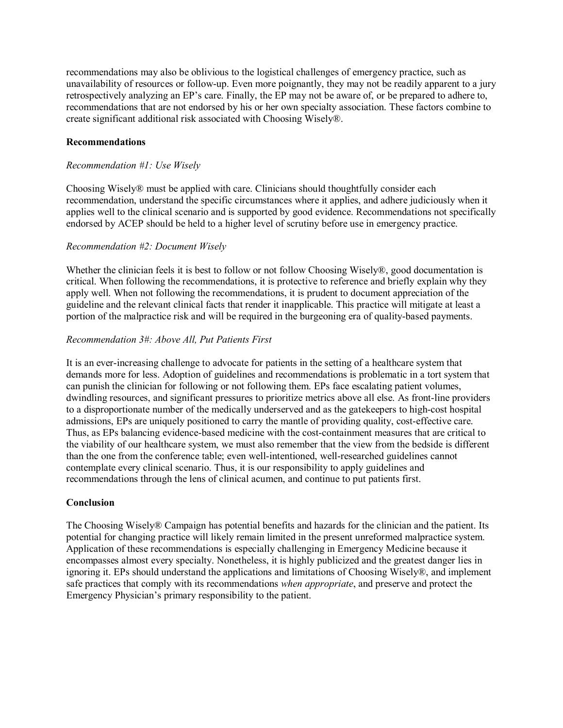recommendations may also be oblivious to the logistical challenges of emergency practice, such as unavailability of resources or follow-up. Even more poignantly, they may not be readily apparent to a jury retrospectively analyzing an EP's care. Finally, the EP may not be aware of, or be prepared to adhere to, recommendations that are not endorsed by his or her own specialty association. These factors combine to create significant additional risk associated with Choosing Wisely®.

**Recommendations**

*Recommendation #1: Use Wisely*

Choosing Wisely® must be applied with care. Clinicians should thoughtfully consider each recommendation, understand the specific circumstances where it applies, and adhere judiciously when it applies well to the clinical scenario and is supported by good evidence. Recommendations not specifically endorsed by ACEP should be held to a higher level of scrutiny before use in emergency practice.

*Recommendation #2: Document Wisely*

Whether the clinician feels it is best to follow or not follow Choosing Wisely®, good documentation is critical. When following the recommendations, it is protective to reference and briefly explain why they apply well. When not following the recommendations, it is prudent to document appreciation of the guideline and the relevant clinical facts that render it inapplicable. This practice will mitigate at least a portion of the malpractice risk and will be required in the burgeoning era of quality-based payments.

*Recommendation 3#: Above All, Put Patients First*

It is an ever-increasing challenge to advocate for patients in the setting of a healthcare system that demands more for less. Adoption of guidelines and recommendations is problematic in a tort system that can punish the clinician for following or not following them. EPs face escalating patient volumes, dwindling resources, and significant pressures to prioritize metrics above all else. As front-line providers to a disproportionate number of the medically underserved and as the gatekeepers to high-cost hospital admissions, EPs are uniquely positioned to carry the mantle of providing quality, cost-effective care. Thus, as EPs balancing evidence-based medicine with the cost-containment measures that are critical to the viability of our healthcare system, we must also remember that the view from the bedside is different than the one from the conference table; even well-intentioned, well-researched guidelines cannot contemplate every clinical scenario. Thus, it is our responsibility to apply guidelines and recommendations through the lens of clinical acumen, and continue to put patients first.

**Conclusion**

The Choosing Wisely® Campaign has potential benefits and hazards for the clinician and the patient. Its potential for changing practice will likely remain limited in the present unreformed malpractice system. Application of these recommendations is especially challenging in Emergency Medicine because it encompasses almost every specialty. Nonetheless, it is highly publicized and the greatest danger lies in ignoring it. EPs should understand the applications and limitations of Choosing Wisely®, and implement safe practices that comply with its recommendations *when appropriate*, and preserve and protect the Emergency Physician's primary responsibility to the patient.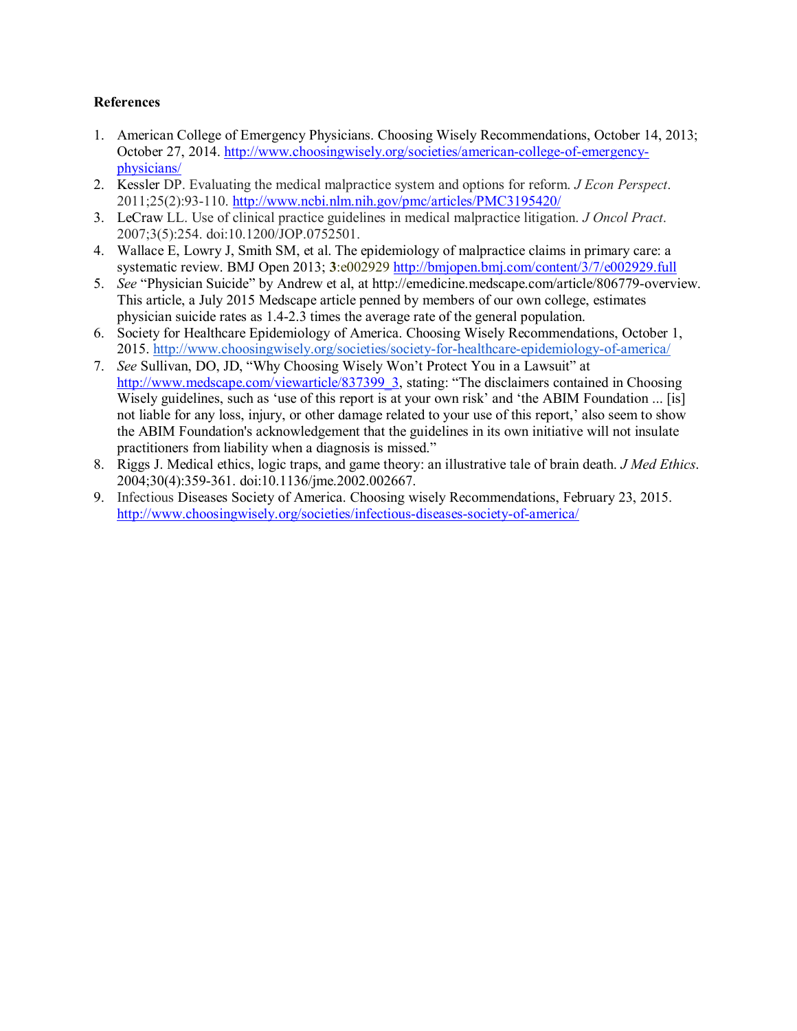**References**

1. American College of Emergency Physicians. Choosing Wisely Recommendations, October 14, 2013; October 27, 2014. http://www.choosingwisely.org/societies/american-college-of-emergency-physicians/
2. Kessler DP. Evaluating the medical malpractice system and options for reform. *J Econ Perspect*. 2011;25(2):93-110. http://www.ncbi.nlm.nih.gov/pmc/articles/PMC3195420/
3. LeCraw LL. Use of clinical practice guidelines in medical malpractice litigation. *J Oncol Pract*. 2007;3(5):254. doi:10.1200/JOP.0752501.
4. Wallace E, Lowry J, Smith SM, et al. The epidemiology of malpractice claims in primary care: a systematic review. BMJ Open 2013; **3**:e002929 http://bmjopen.bmj.com/content/3/7/e002929.full
5. *See* "Physician Suicide" by Andrew et al, at http://emedicine.medscape.com/article/806779-overview. This article, a July 2015 Medscape article penned by members of our own college, estimates physician suicide rates as 1.4-2.3 times the average rate of the general population.
6. Society for Healthcare Epidemiology of America. Choosing Wisely Recommendations, October 1, 2015. http://www.choosingwisely.org/societies/society-for-healthcare-epidemiology-of-america/
7. *See* Sullivan, DO, JD, "Why Choosing Wisely Won't Protect You in a Lawsuit" at http://www.medscape.com/viewarticle/837399_3, stating: "The disclaimers contained in Choosing Wisely guidelines, such as 'use of this report is at your own risk' and 'the ABIM Foundation ... [is] not liable for any loss, injury, or other damage related to your use of this report,' also seem to show the ABIM Foundation's acknowledgement that the guidelines in its own initiative will not insulate practitioners from liability when a diagnosis is missed."
8. Riggs J. Medical ethics, logic traps, and game theory: an illustrative tale of brain death. *J Med Ethics*. 2004;30(4):359-361. doi:10.1136/jme.2002.002667.
9. Infectious Diseases Society of America. Choosing wisely Recommendations, February 23, 2015. http://www.choosingwisely.org/societies/infectious-diseases-society-of-america/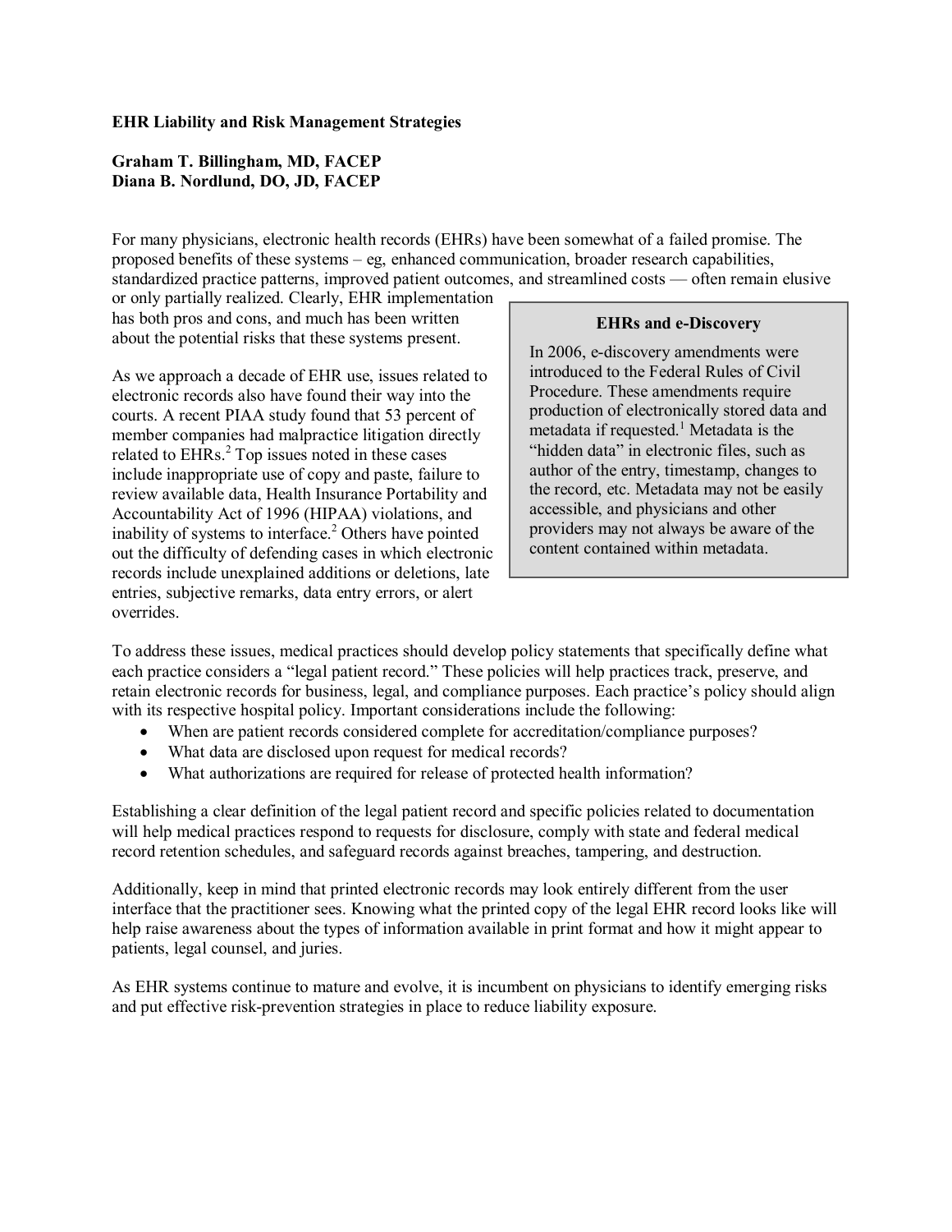**EHR Liability and Risk Management Strategies**

**Graham T. Billingham, MD, FACEP**
**Diana B. Nordlund, DO, JD, FACEP**

For many physicians, electronic health records (EHRs) have been somewhat of a failed promise. The proposed benefits of these systems – eg, enhanced communication, broader research capabilities, standardized practice patterns, improved patient outcomes, and streamlined costs — often remain elusive or only partially realized. Clearly, EHR implementation has both pros and cons, and much has been written about the potential risks that these systems present.

As we approach a decade of EHR use, issues related to electronic records also have found their way into the courts. A recent PIAA study found that 53 percent of member companies had malpractice litigation directly related to EHRs.[2] Top issues noted in these cases include inappropriate use of copy and paste, failure to review available data, Health Insurance Portability and Accountability Act of 1996 (HIPAA) violations, and inability of systems to interface.[2] Others have pointed out the difficulty of defending cases in which electronic records include unexplained additions or deletions, late entries, subjective remarks, data entry errors, or alert overrides.

> **EHRs and e-Discovery**
>
> In 2006, e-discovery amendments were introduced to the Federal Rules of Civil Procedure. These amendments require production of electronically stored data and metadata if requested.[1] Metadata is the "hidden data" in electronic files, such as author of the entry, timestamp, changes to the record, etc. Metadata may not be easily accessible, and physicians and other providers may not always be aware of the content contained within metadata.

To address these issues, medical practices should develop policy statements that specifically define what each practice considers a "legal patient record." These policies will help practices track, preserve, and retain electronic records for business, legal, and compliance purposes. Each practice's policy should align with its respective hospital policy. Important considerations include the following:

- When are patient records considered complete for accreditation/compliance purposes?
- What data are disclosed upon request for medical records?
- What authorizations are required for release of protected health information?

Establishing a clear definition of the legal patient record and specific policies related to documentation will help medical practices respond to requests for disclosure, comply with state and federal medical record retention schedules, and safeguard records against breaches, tampering, and destruction.

Additionally, keep in mind that printed electronic records may look entirely different from the user interface that the practitioner sees. Knowing what the printed copy of the legal EHR record looks like will help raise awareness about the types of information available in print format and how it might appear to patients, legal counsel, and juries.

As EHR systems continue to mature and evolve, it is incumbent on physicians to identify emerging risks and put effective risk-prevention strategies in place to reduce liability exposure.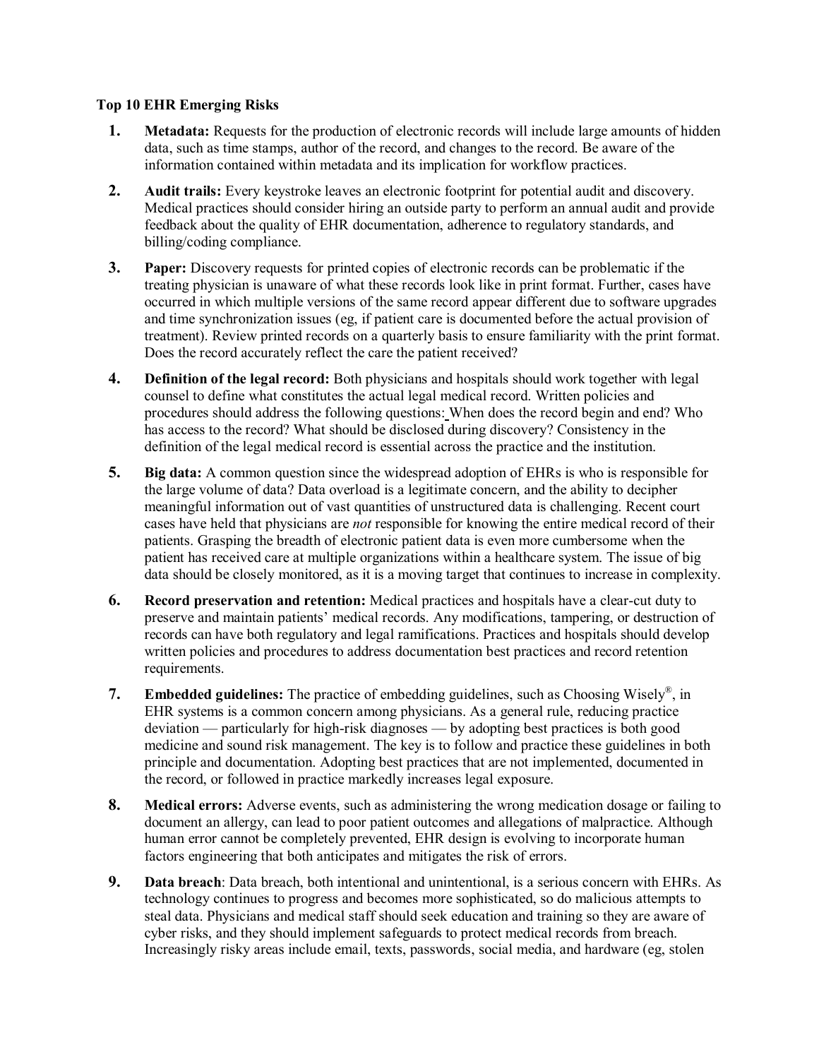**Top 10 EHR Emerging Risks**

1. **Metadata:** Requests for the production of electronic records will include large amounts of hidden data, such as time stamps, author of the record, and changes to the record. Be aware of the information contained within metadata and its implication for workflow practices.

2. **Audit trails:** Every keystroke leaves an electronic footprint for potential audit and discovery. Medical practices should consider hiring an outside party to perform an annual audit and provide feedback about the quality of EHR documentation, adherence to regulatory standards, and billing/coding compliance.

3. **Paper:** Discovery requests for printed copies of electronic records can be problematic if the treating physician is unaware of what these records look like in print format. Further, cases have occurred in which multiple versions of the same record appear different due to software upgrades and time synchronization issues (eg, if patient care is documented before the actual provision of treatment). Review printed records on a quarterly basis to ensure familiarity with the print format. Does the record accurately reflect the care the patient received?

4. **Definition of the legal record:** Both physicians and hospitals should work together with legal counsel to define what constitutes the actual legal medical record. Written policies and procedures should address the following questions: When does the record begin and end? Who has access to the record? What should be disclosed during discovery? Consistency in the definition of the legal medical record is essential across the practice and the institution.

5. **Big data:** A common question since the widespread adoption of EHRs is who is responsible for the large volume of data? Data overload is a legitimate concern, and the ability to decipher meaningful information out of vast quantities of unstructured data is challenging. Recent court cases have held that physicians are *not* responsible for knowing the entire medical record of their patients. Grasping the breadth of electronic patient data is even more cumbersome when the patient has received care at multiple organizations within a healthcare system. The issue of big data should be closely monitored, as it is a moving target that continues to increase in complexity.

6. **Record preservation and retention:** Medical practices and hospitals have a clear-cut duty to preserve and maintain patients' medical records. Any modifications, tampering, or destruction of records can have both regulatory and legal ramifications. Practices and hospitals should develop written policies and procedures to address documentation best practices and record retention requirements.

7. **Embedded guidelines:** The practice of embedding guidelines, such as Choosing Wisely®, in EHR systems is a common concern among physicians. As a general rule, reducing practice deviation — particularly for high-risk diagnoses — by adopting best practices is both good medicine and sound risk management. The key is to follow and practice these guidelines in both principle and documentation. Adopting best practices that are not implemented, documented in the record, or followed in practice markedly increases legal exposure.

8. **Medical errors:** Adverse events, such as administering the wrong medication dosage or failing to document an allergy, can lead to poor patient outcomes and allegations of malpractice. Although human error cannot be completely prevented, EHR design is evolving to incorporate human factors engineering that both anticipates and mitigates the risk of errors.

9. **Data breach**: Data breach, both intentional and unintentional, is a serious concern with EHRs. As technology continues to progress and becomes more sophisticated, so do malicious attempts to steal data. Physicians and medical staff should seek education and training so they are aware of cyber risks, and they should implement safeguards to protect medical records from breach. Increasingly risky areas include email, texts, passwords, social media, and hardware (eg, stolen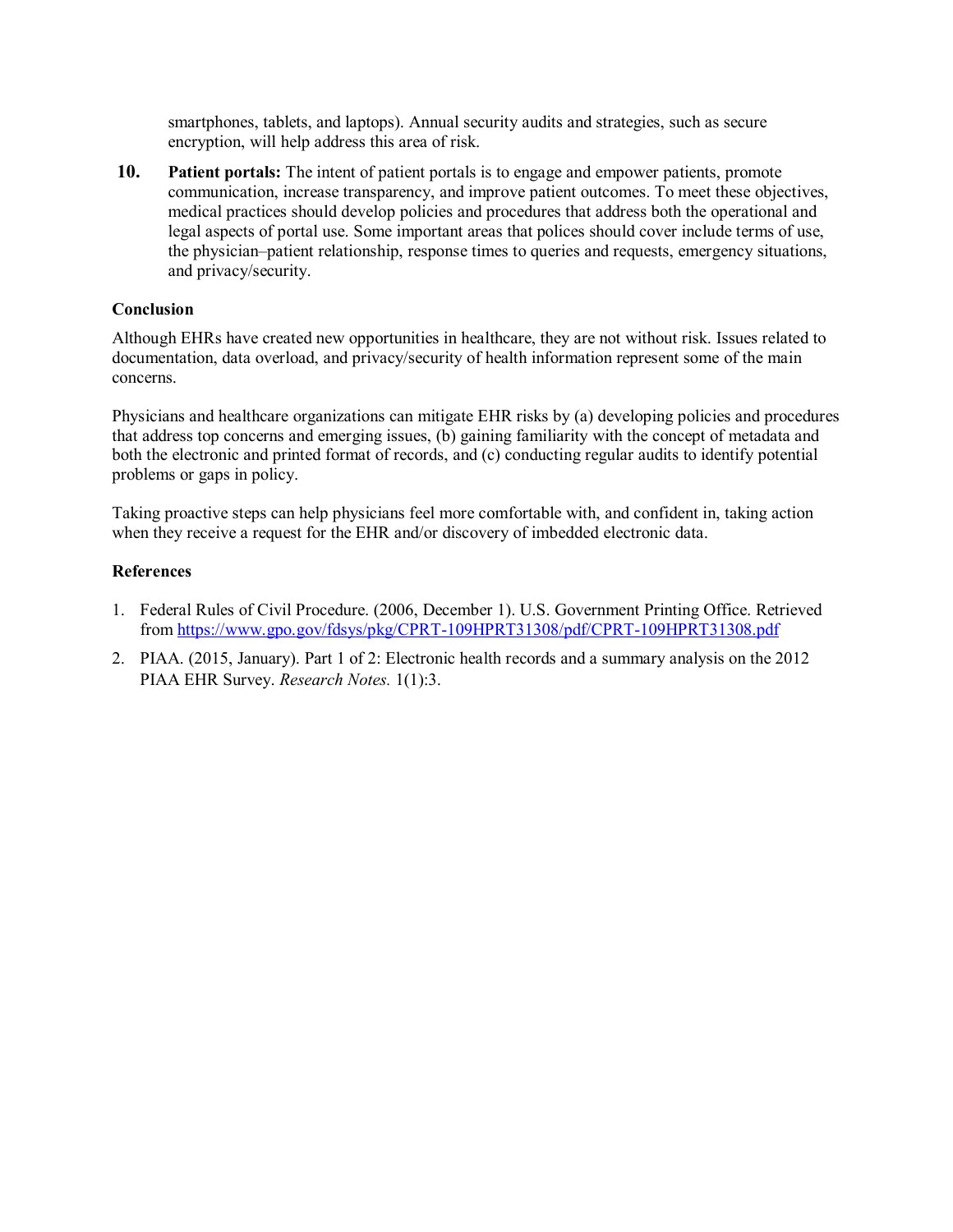smartphones, tablets, and laptops). Annual security audits and strategies, such as secure encryption, will help address this area of risk.

10. **Patient portals:** The intent of patient portals is to engage and empower patients, promote communication, increase transparency, and improve patient outcomes. To meet these objectives, medical practices should develop policies and procedures that address both the operational and legal aspects of portal use. Some important areas that polices should cover include terms of use, the physician–patient relationship, response times to queries and requests, emergency situations, and privacy/security.

**Conclusion**

Although EHRs have created new opportunities in healthcare, they are not without risk. Issues related to documentation, data overload, and privacy/security of health information represent some of the main concerns.

Physicians and healthcare organizations can mitigate EHR risks by (a) developing policies and procedures that address top concerns and emerging issues, (b) gaining familiarity with the concept of metadata and both the electronic and printed format of records, and (c) conducting regular audits to identify potential problems or gaps in policy.

Taking proactive steps can help physicians feel more comfortable with, and confident in, taking action when they receive a request for the EHR and/or discovery of imbedded electronic data.

**References**

1. Federal Rules of Civil Procedure. (2006, December 1). U.S. Government Printing Office. Retrieved from https://www.gpo.gov/fdsys/pkg/CPRT-109HPRT31308/pdf/CPRT-109HPRT31308.pdf
2. PIAA. (2015, January). Part 1 of 2: Electronic health records and a summary analysis on the 2012 PIAA EHR Survey. *Research Notes.* 1(1):3.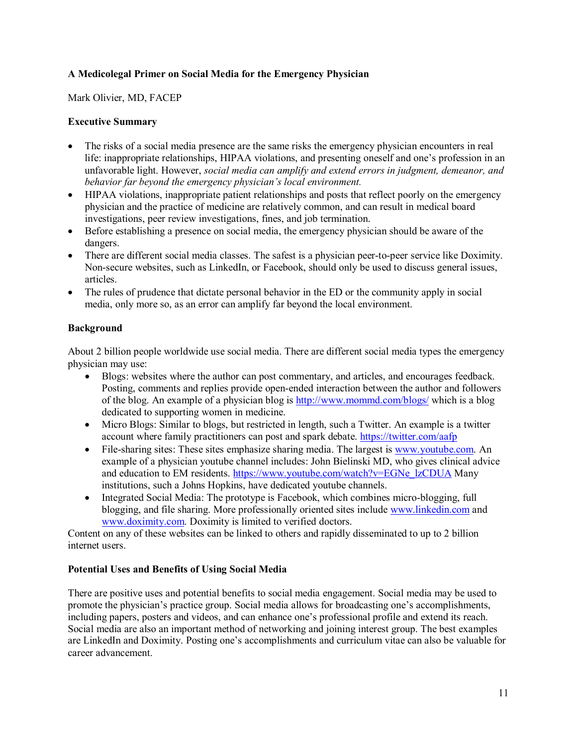**A Medicolegal Primer on Social Media for the Emergency Physician**

Mark Olivier, MD, FACEP

**Executive Summary**

- The risks of a social media presence are the same risks the emergency physician encounters in real life: inappropriate relationships, HIPAA violations, and presenting oneself and one's profession in an unfavorable light. However, *social media can amplify and extend errors in judgment, demeanor, and behavior far beyond the emergency physician's local environment.*
- HIPAA violations, inappropriate patient relationships and posts that reflect poorly on the emergency physician and the practice of medicine are relatively common, and can result in medical board investigations, peer review investigations, fines, and job termination.
- Before establishing a presence on social media, the emergency physician should be aware of the dangers.
- There are different social media classes. The safest is a physician peer-to-peer service like Doximity. Non-secure websites, such as LinkedIn, or Facebook, should only be used to discuss general issues, articles.
- The rules of prudence that dictate personal behavior in the ED or the community apply in social media, only more so, as an error can amplify far beyond the local environment.

**Background**

About 2 billion people worldwide use social media. There are different social media types the emergency physician may use:

- Blogs: websites where the author can post commentary, and articles, and encourages feedback. Posting, comments and replies provide open-ended interaction between the author and followers of the blog. An example of a physician blog is http://www.mommd.com/blogs/ which is a blog dedicated to supporting women in medicine.
- Micro Blogs: Similar to blogs, but restricted in length, such a Twitter. An example is a twitter account where family practitioners can post and spark debate. https://twitter.com/aafp
- File-sharing sites: These sites emphasize sharing media. The largest is www.youtube.com. An example of a physician youtube channel includes: John Bielinski MD, who gives clinical advice and education to EM residents. https://www.youtube.com/watch?v=EGNe_lzCDUA Many institutions, such a Johns Hopkins, have dedicated youtube channels.
- Integrated Social Media: The prototype is Facebook, which combines micro-blogging, full blogging, and file sharing. More professionally oriented sites include www.linkedin.com and www.doximity.com. Doximity is limited to verified doctors.

Content on any of these websites can be linked to others and rapidly disseminated to up to 2 billion internet users.

**Potential Uses and Benefits of Using Social Media**

There are positive uses and potential benefits to social media engagement. Social media may be used to promote the physician's practice group. Social media allows for broadcasting one's accomplishments, including papers, posters and videos, and can enhance one's professional profile and extend its reach. Social media are also an important method of networking and joining interest group. The best examples are LinkedIn and Doximity. Posting one's accomplishments and curriculum vitae can also be valuable for career advancement.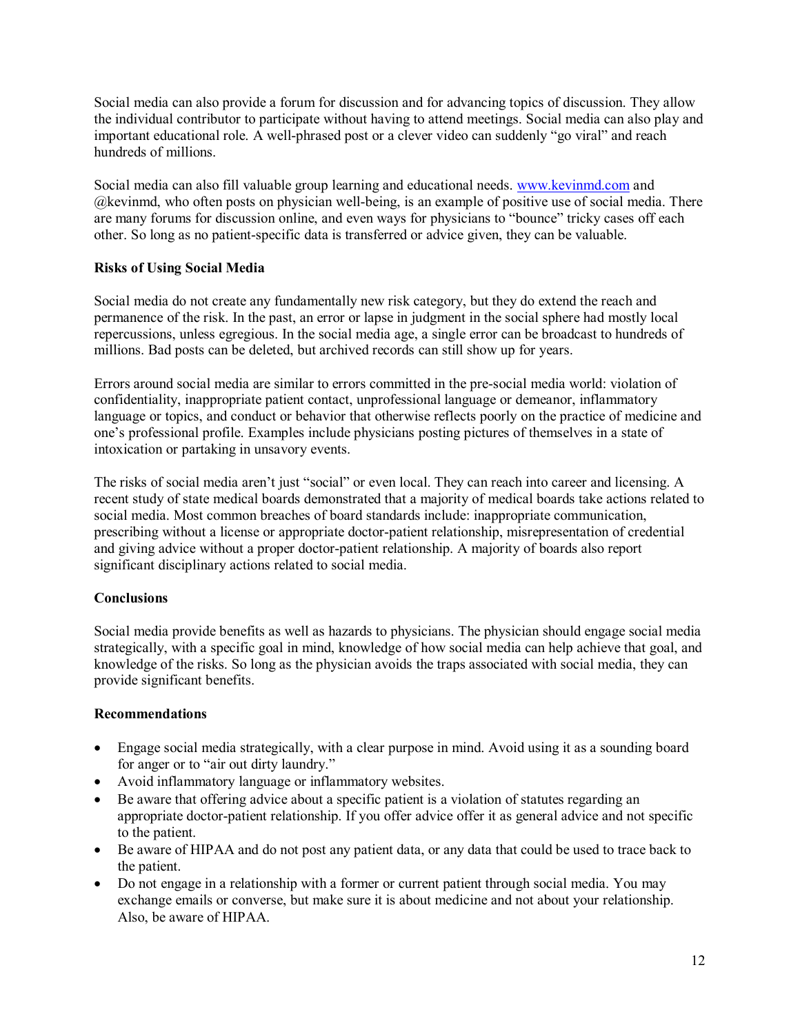Social media can also provide a forum for discussion and for advancing topics of discussion. They allow the individual contributor to participate without having to attend meetings. Social media can also play and important educational role. A well-phrased post or a clever video can suddenly "go viral" and reach hundreds of millions.

Social media can also fill valuable group learning and educational needs. [www.kevinmd.com](http://www.kevinmd.com) and @kevinmd, who often posts on physician well-being, is an example of positive use of social media. There are many forums for discussion online, and even ways for physicians to "bounce" tricky cases off each other. So long as no patient-specific data is transferred or advice given, they can be valuable.

**Risks of Using Social Media**

Social media do not create any fundamentally new risk category, but they do extend the reach and permanence of the risk. In the past, an error or lapse in judgment in the social sphere had mostly local repercussions, unless egregious. In the social media age, a single error can be broadcast to hundreds of millions. Bad posts can be deleted, but archived records can still show up for years.

Errors around social media are similar to errors committed in the pre-social media world: violation of confidentiality, inappropriate patient contact, unprofessional language or demeanor, inflammatory language or topics, and conduct or behavior that otherwise reflects poorly on the practice of medicine and one's professional profile. Examples include physicians posting pictures of themselves in a state of intoxication or partaking in unsavory events.

The risks of social media aren't just "social" or even local. They can reach into career and licensing. A recent study of state medical boards demonstrated that a majority of medical boards take actions related to social media. Most common breaches of board standards include: inappropriate communication, prescribing without a license or appropriate doctor-patient relationship, misrepresentation of credential and giving advice without a proper doctor-patient relationship. A majority of boards also report significant disciplinary actions related to social media.

**Conclusions**

Social media provide benefits as well as hazards to physicians. The physician should engage social media strategically, with a specific goal in mind, knowledge of how social media can help achieve that goal, and knowledge of the risks. So long as the physician avoids the traps associated with social media, they can provide significant benefits.

**Recommendations**

- Engage social media strategically, with a clear purpose in mind. Avoid using it as a sounding board for anger or to "air out dirty laundry."
- Avoid inflammatory language or inflammatory websites.
- Be aware that offering advice about a specific patient is a violation of statutes regarding an appropriate doctor-patient relationship. If you offer advice offer it as general advice and not specific to the patient.
- Be aware of HIPAA and do not post any patient data, or any data that could be used to trace back to the patient.
- Do not engage in a relationship with a former or current patient through social media. You may exchange emails or converse, but make sure it is about medicine and not about your relationship. Also, be aware of HIPAA.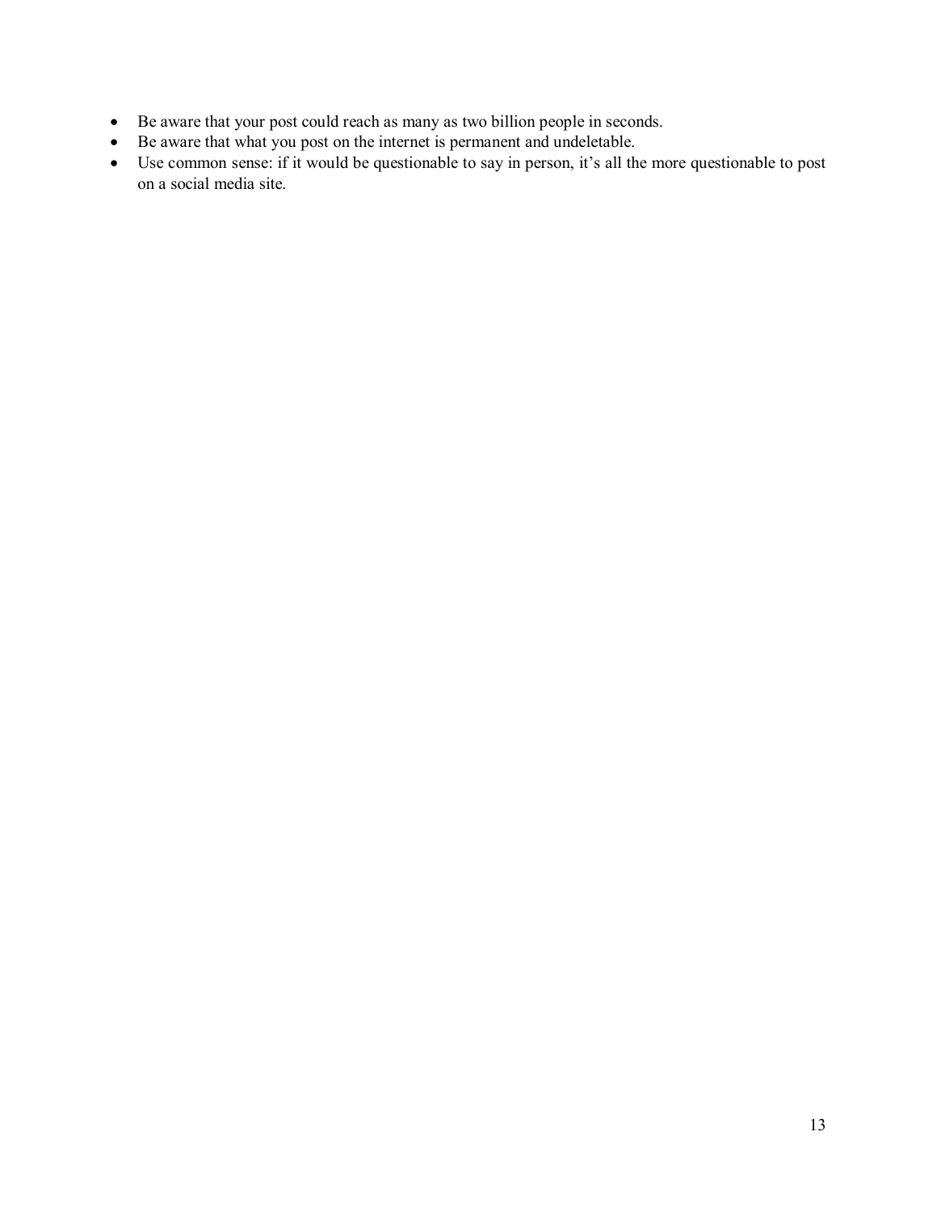- Be aware that your post could reach as many as two billion people in seconds.
- Be aware that what you post on the internet is permanent and undeletable.
- Use common sense: if it would be questionable to say in person, it's all the more questionable to post on a social media site.